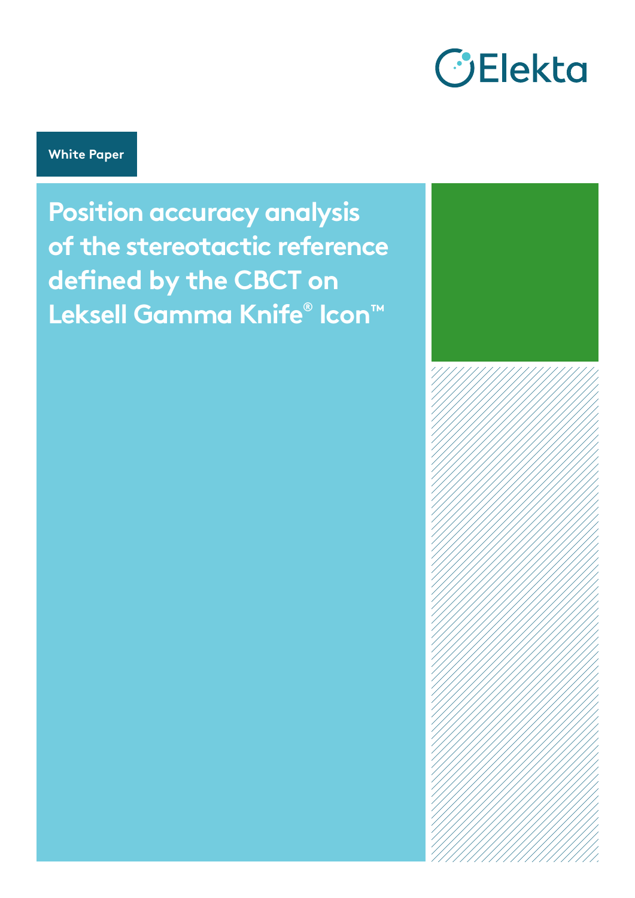Elekta

White Paper

# Position accuracy analysis of the stereotactic reference defined by the CBCT on Leksell Gamma Knife® Icon™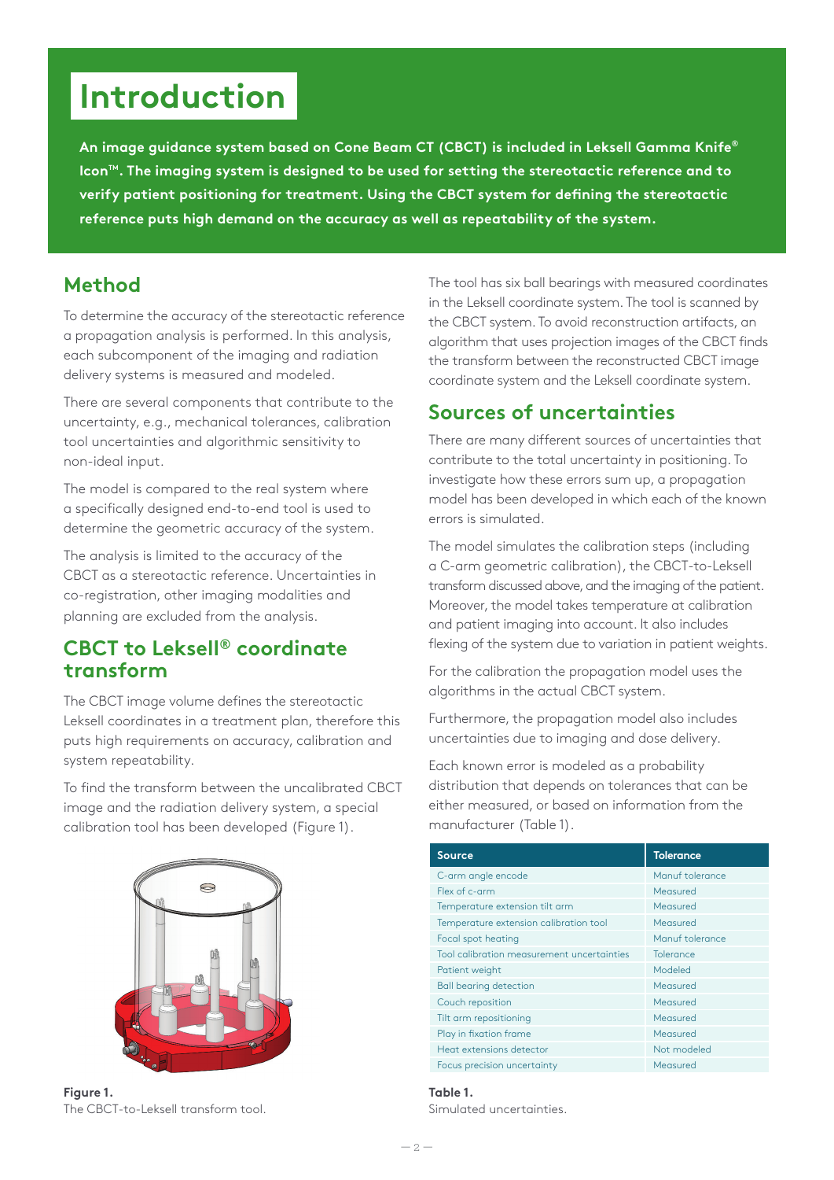# Introduction

**An image guidance system based on Cone Beam CT (CBCT) is included in Leksell Gamma Knife® Icon™. The imaging system is designed to be used for setting the stereotactic reference and to verify patient positioning for treatment. Using the CBCT system for defining the stereotactic reference puts high demand on the accuracy as well as repeatability of the system.**

## Method

To determine the accuracy of the stereotactic reference a propagation analysis is performed. In this analysis, each subcomponent of the imaging and radiation delivery systems is measured and modeled.

There are several components that contribute to the uncertainty, e.g., mechanical tolerances, calibration tool uncertainties and algorithmic sensitivity to non-ideal input.

The model is compared to the real system where a specifically designed end-to-end tool is used to determine the geometric accuracy of the system.

The analysis is limited to the accuracy of the CBCT as a stereotactic reference. Uncertainties in co-registration, other imaging modalities and planning are excluded from the analysis.

## CBCT to Leksell® coordinate transform

The CBCT image volume defines the stereotactic Leksell coordinates in a treatment plan, therefore this puts high requirements on accuracy, calibration and system repeatability.

To find the transform between the uncalibrated CBCT image and the radiation delivery system, a special calibration tool has been developed (Figure 1).

**Figure 1.**
The CBCT-to-Leksell transform tool.

The tool has six ball bearings with measured coordinates in the Leksell coordinate system. The tool is scanned by the CBCT system. To avoid reconstruction artifacts, an algorithm that uses projection images of the CBCT finds the transform between the reconstructed CBCT image coordinate system and the Leksell coordinate system.

## Sources of uncertainties

There are many different sources of uncertainties that contribute to the total uncertainty in positioning. To investigate how these errors sum up, a propagation model has been developed in which each of the known errors is simulated.

The model simulates the calibration steps (including a C-arm geometric calibration), the CBCT-to-Leksell transform discussed above, and the imaging of the patient. Moreover, the model takes temperature at calibration and patient imaging into account. It also includes flexing of the system due to variation in patient weights.

For the calibration the propagation model uses the algorithms in the actual CBCT system.

Furthermore, the propagation model also includes uncertainties due to imaging and dose delivery.

Each known error is modeled as a probability distribution that depends on tolerances that can be either measured, or based on information from the manufacturer (Table 1).

| Source | Tolerance |
|---|---|
| C-arm angle encode | Manuf tolerance |
| Flex of c-arm | Measured |
| Temperature extension tilt arm | Measured |
| Temperature extension calibration tool | Measured |
| Focal spot heating | Manuf tolerance |
| Tool calibration measurement uncertainties | Tolerance |
| Patient weight | Modeled |
| Ball bearing detection | Measured |
| Couch reposition | Measured |
| Tilt arm repositioning | Measured |
| Play in fixation frame | Measured |
| Heat extensions detector | Not modeled |
| Focus precision uncertainty | Measured |

**Table 1.**
Simulated uncertainties.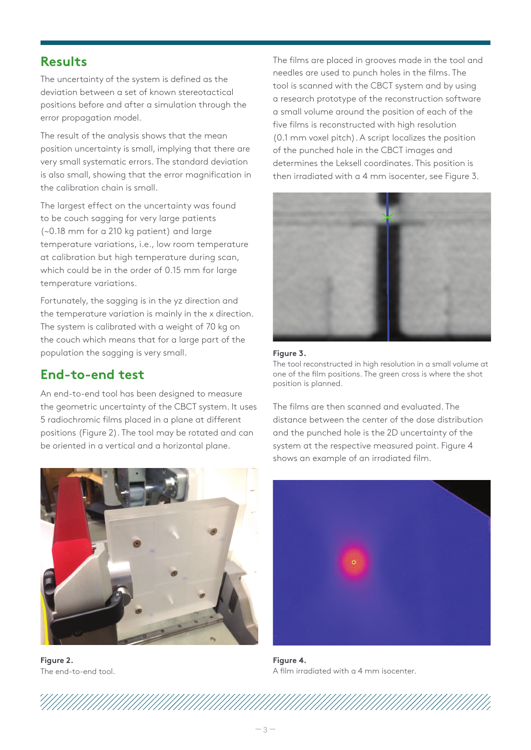## Results

The uncertainty of the system is defined as the deviation between a set of known stereotactical positions before and after a simulation through the error propagation model.

The result of the analysis shows that the mean position uncertainty is small, implying that there are very small systematic errors. The standard deviation is also small, showing that the error magnification in the calibration chain is small.

The largest effect on the uncertainty was found to be couch sagging for very large patients (~0.18 mm for a 210 kg patient) and large temperature variations, i.e., low room temperature at calibration but high temperature during scan, which could be in the order of 0.15 mm for large temperature variations.

Fortunately, the sagging is in the yz direction and the temperature variation is mainly in the x direction. The system is calibrated with a weight of 70 kg on the couch which means that for a large part of the population the sagging is very small.

## End-to-end test

An end-to-end tool has been designed to measure the geometric uncertainty of the CBCT system. It uses 5 radiochromic films placed in a plane at different positions (Figure 2). The tool may be rotated and can be oriented in a vertical and a horizontal plane.

**Figure 2.**
The end-to-end tool.

The films are placed in grooves made in the tool and needles are used to punch holes in the films. The tool is scanned with the CBCT system and by using a research prototype of the reconstruction software a small volume around the position of each of the five films is reconstructed with high resolution (0.1 mm voxel pitch). A script localizes the position of the punched hole in the CBCT images and determines the Leksell coordinates. This position is then irradiated with a 4 mm isocenter, see Figure 3.

**Figure 3.**
The tool reconstructed in high resolution in a small volume at one of the film positions. The green cross is where the shot position is planned.

The films are then scanned and evaluated. The distance between the center of the dose distribution and the punched hole is the 2D uncertainty of the system at the respective measured point. Figure 4 shows an example of an irradiated film.

**Figure 4.**
A film irradiated with a 4 mm isocenter.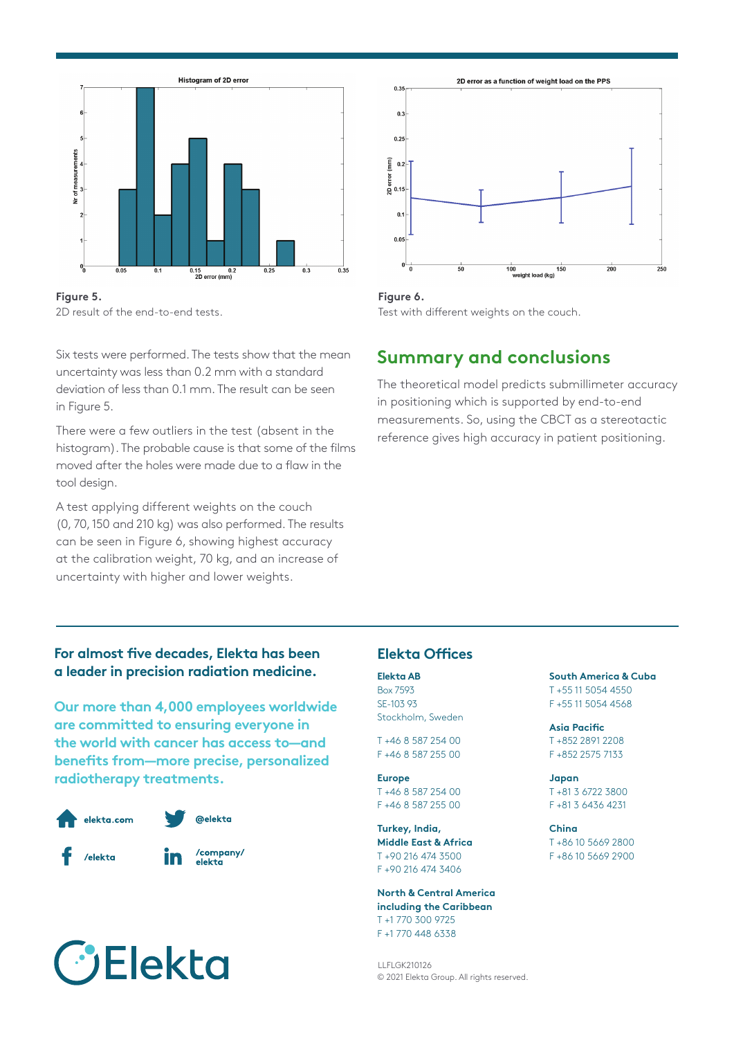Histogram of 2D error

Nr of measurements

0
1
2
3
4
5
6
7

0
0.05
0.1
0.15
0.2
0.25
0.3
0.35

2D error (mm)

**Figure 5.**
2D result of the end-to-end tests.

2D error as a function of weight load on the PPS

2D error (mm)

0
0.05
0.1
0.15
0.2
0.25
0.3
0.35

0
50
100
150
200
250

weight load (kg)

**Figure 6.**
Test with different weights on the couch.

Six tests were performed. The tests show that the mean uncertainty was less than 0.2 mm with a standard deviation of less than 0.1 mm. The result can be seen in Figure 5.

There were a few outliers in the test (absent in the histogram). The probable cause is that some of the films moved after the holes were made due to a flaw in the tool design.

A test applying different weights on the couch (0, 70, 150 and 210 kg) was also performed. The results can be seen in Figure 6, showing highest accuracy at the calibration weight, 70 kg, and an increase of uncertainty with higher and lower weights.

## Summary and conclusions

The theoretical model predicts submillimeter accuracy in positioning which is supported by end-to-end measurements. So, using the CBCT as a stereotactic reference gives high accuracy in patient positioning.

**For almost five decades, Elekta has been a leader in precision radiation medicine.**

**Our more than 4,000 employees worldwide are committed to ensuring everyone in the world with cancer has access to—and benefits from—more precise, personalized radiotherapy treatments.**

elekta.com
@elekta
/elekta
/company/elekta

Elekta

### Elekta Offices

**Elekta AB**
Box 7593
SE-103 93
Stockholm, Sweden

T +46 8 587 254 00
F +46 8 587 255 00

**Europe**
T +46 8 587 254 00
F +46 8 587 255 00

**Turkey, India, Middle East & Africa**
T +90 216 474 3500
F +90 216 474 3406

**North & Central America including the Caribbean**
T +1 770 300 9725
F +1 770 448 6338

**South America & Cuba**
T +55 11 5054 4550
F +55 11 5054 4568

**Asia Pacific**
T +852 2891 2208
F +852 2575 7133

**Japan**
T +81 3 6722 3800
F +81 3 6436 4231

**China**
T +86 10 5669 2800
F +86 10 5669 2900

LLFLGK210126
© 2021 Elekta Group. All rights reserved.